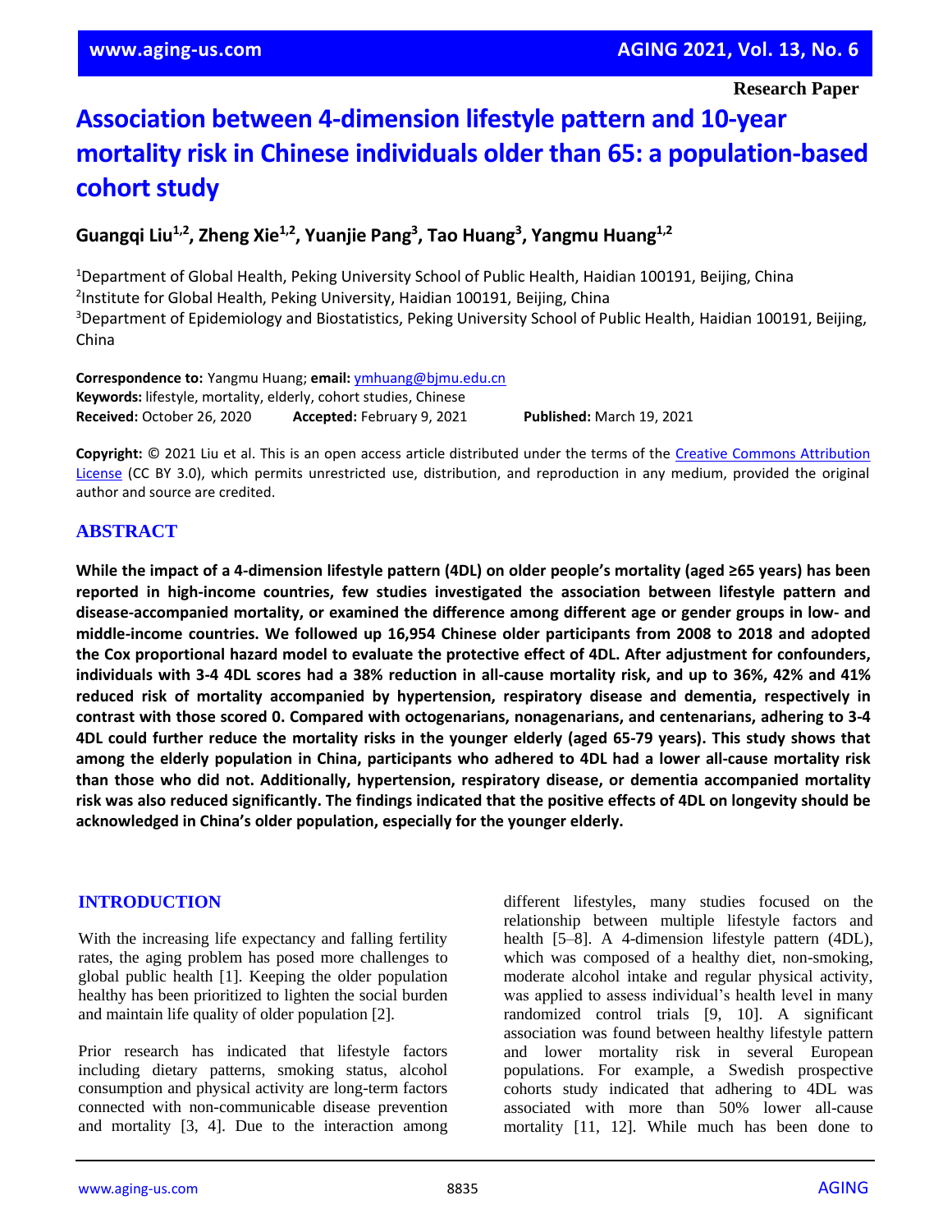Research Paper

# Association between 4-dimension lifestyle pattern and 10-year mortality risk in Chinese individuals older than 65: a population-based cohort study

**Guangqi Liu[1,2], Zheng Xie[1,2], Yuanjie Pang[3], Tao Huang[3], Yangmu Huang[1,2]**

[1]Department of Global Health, Peking University School of Public Health, Haidian 100191, Beijing, China
[2]Institute for Global Health, Peking University, Haidian 100191, Beijing, China
[3]Department of Epidemiology and Biostatistics, Peking University School of Public Health, Haidian 100191, Beijing, China

**Correspondence to:** Yangmu Huang; **email:** ymhuang@bjmu.edu.cn
**Keywords:** lifestyle, mortality, elderly, cohort studies, Chinese
**Received:** October 26, 2020 **Accepted:** February 9, 2021 **Published:** March 19, 2021

**Copyright:** © 2021 Liu et al. This is an open access article distributed under the terms of the Creative Commons Attribution License (CC BY 3.0), which permits unrestricted use, distribution, and reproduction in any medium, provided the original author and source are credited.

## ABSTRACT

**While the impact of a 4-dimension lifestyle pattern (4DL) on older people's mortality (aged ≥65 years) has been reported in high-income countries, few studies investigated the association between lifestyle pattern and disease-accompanied mortality, or examined the difference among different age or gender groups in low- and middle-income countries. We followed up 16,954 Chinese older participants from 2008 to 2018 and adopted the Cox proportional hazard model to evaluate the protective effect of 4DL. After adjustment for confounders, individuals with 3-4 4DL scores had a 38% reduction in all-cause mortality risk, and up to 36%, 42% and 41% reduced risk of mortality accompanied by hypertension, respiratory disease and dementia, respectively in contrast with those scored 0. Compared with octogenarians, nonagenarians, and centenarians, adhering to 3-4 4DL could further reduce the mortality risks in the younger elderly (aged 65-79 years). This study shows that among the elderly population in China, participants who adhered to 4DL had a lower all-cause mortality risk than those who did not. Additionally, hypertension, respiratory disease, or dementia accompanied mortality risk was also reduced significantly. The findings indicated that the positive effects of 4DL on longevity should be acknowledged in China's older population, especially for the younger elderly.**

## INTRODUCTION

With the increasing life expectancy and falling fertility rates, the aging problem has posed more challenges to global public health [1]. Keeping the older population healthy has been prioritized to lighten the social burden and maintain life quality of older population [2].

Prior research has indicated that lifestyle factors including dietary patterns, smoking status, alcohol consumption and physical activity are long-term factors connected with non-communicable disease prevention and mortality [3, 4]. Due to the interaction among different lifestyles, many studies focused on the relationship between multiple lifestyle factors and health [5–8]. A 4-dimension lifestyle pattern (4DL), which was composed of a healthy diet, non-smoking, moderate alcohol intake and regular physical activity, was applied to assess individual's health level in many randomized control trials [9, 10]. A significant association was found between healthy lifestyle pattern and lower mortality risk in several European populations. For example, a Swedish prospective cohorts study indicated that adhering to 4DL was associated with more than 50% lower all-cause mortality [11, 12]. While much has been done to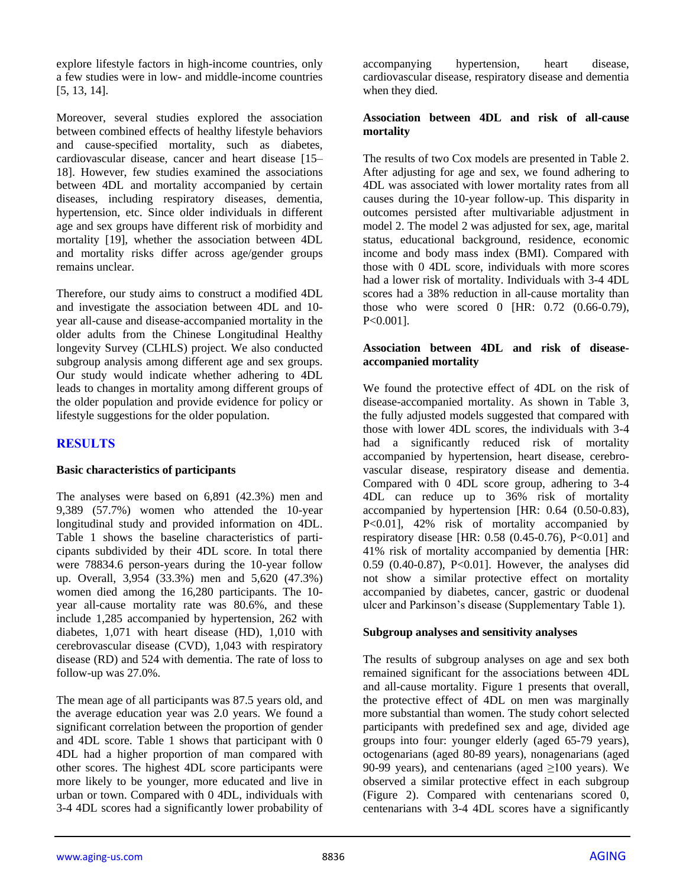explore lifestyle factors in high-income countries, only a few studies were in low- and middle-income countries [5, 13, 14].

Moreover, several studies explored the association between combined effects of healthy lifestyle behaviors and cause-specified mortality, such as diabetes, cardiovascular disease, cancer and heart disease [15–18]. However, few studies examined the associations between 4DL and mortality accompanied by certain diseases, including respiratory diseases, dementia, hypertension, etc. Since older individuals in different age and sex groups have different risk of morbidity and mortality [19], whether the association between 4DL and mortality risks differ across age/gender groups remains unclear.

Therefore, our study aims to construct a modified 4DL and investigate the association between 4DL and 10-year all-cause and disease-accompanied mortality in the older adults from the Chinese Longitudinal Healthy longevity Survey (CLHLS) project. We also conducted subgroup analysis among different age and sex groups. Our study would indicate whether adhering to 4DL leads to changes in mortality among different groups of the older population and provide evidence for policy or lifestyle suggestions for the older population.

## RESULTS

### Basic characteristics of participants

The analyses were based on 6,891 (42.3%) men and 9,389 (57.7%) women who attended the 10-year longitudinal study and provided information on 4DL. Table 1 shows the baseline characteristics of participants subdivided by their 4DL score. In total there were 78834.6 person-years during the 10-year follow up. Overall, 3,954 (33.3%) men and 5,620 (47.3%) women died among the 16,280 participants. The 10-year all-cause mortality rate was 80.6%, and these include 1,285 accompanied by hypertension, 262 with diabetes, 1,071 with heart disease (HD), 1,010 with cerebrovascular disease (CVD), 1,043 with respiratory disease (RD) and 524 with dementia. The rate of loss to follow-up was 27.0%.

The mean age of all participants was 87.5 years old, and the average education year was 2.0 years. We found a significant correlation between the proportion of gender and 4DL score. Table 1 shows that participant with 0 4DL had a higher proportion of man compared with other scores. The highest 4DL score participants were more likely to be younger, more educated and live in urban or town. Compared with 0 4DL, individuals with 3-4 4DL scores had a significantly lower probability of accompanying hypertension, heart disease, cardiovascular disease, respiratory disease and dementia when they died.

### Association between 4DL and risk of all-cause mortality

The results of two Cox models are presented in Table 2. After adjusting for age and sex, we found adhering to 4DL was associated with lower mortality rates from all causes during the 10-year follow-up. This disparity in outcomes persisted after multivariable adjustment in model 2. The model 2 was adjusted for sex, age, marital status, educational background, residence, economic income and body mass index (BMI). Compared with those with 0 4DL score, individuals with more scores had a lower risk of mortality. Individuals with 3-4 4DL scores had a 38% reduction in all-cause mortality than those who were scored 0 [HR: 0.72 (0.66-0.79), $P<0.001$].

### Association between 4DL and risk of disease-accompanied mortality

We found the protective effect of 4DL on the risk of disease-accompanied mortality. As shown in Table 3, the fully adjusted models suggested that compared with those with lower 4DL scores, the individuals with 3-4 had a significantly reduced risk of mortality accompanied by hypertension, heart disease, cerebro-vascular disease, respiratory disease and dementia. Compared with 0 4DL score group, adhering to 3-4 4DL can reduce up to 36% risk of mortality accompanied by hypertension [HR: 0.64 (0.50-0.83), $P<0.01$], 42% risk of mortality accompanied by respiratory disease [HR: 0.58 (0.45-0.76), $P<0.01$] and 41% risk of mortality accompanied by dementia [HR: 0.59 (0.40-0.87), $P<0.01$]. However, the analyses did not show a similar protective effect on mortality accompanied by diabetes, cancer, gastric or duodenal ulcer and Parkinson's disease (Supplementary Table 1).

### Subgroup analyses and sensitivity analyses

The results of subgroup analyses on age and sex both remained significant for the associations between 4DL and all-cause mortality. Figure 1 presents that overall, the protective effect of 4DL on men was marginally more substantial than women. The study cohort selected participants with predefined sex and age, divided age groups into four: younger elderly (aged 65-79 years), octogenarians (aged 80-89 years), nonagenarians (aged 90-99 years), and centenarians (aged ≥100 years). We observed a similar protective effect in each subgroup (Figure 2). Compared with centenarians scored 0, centenarians with 3-4 4DL scores have a significantly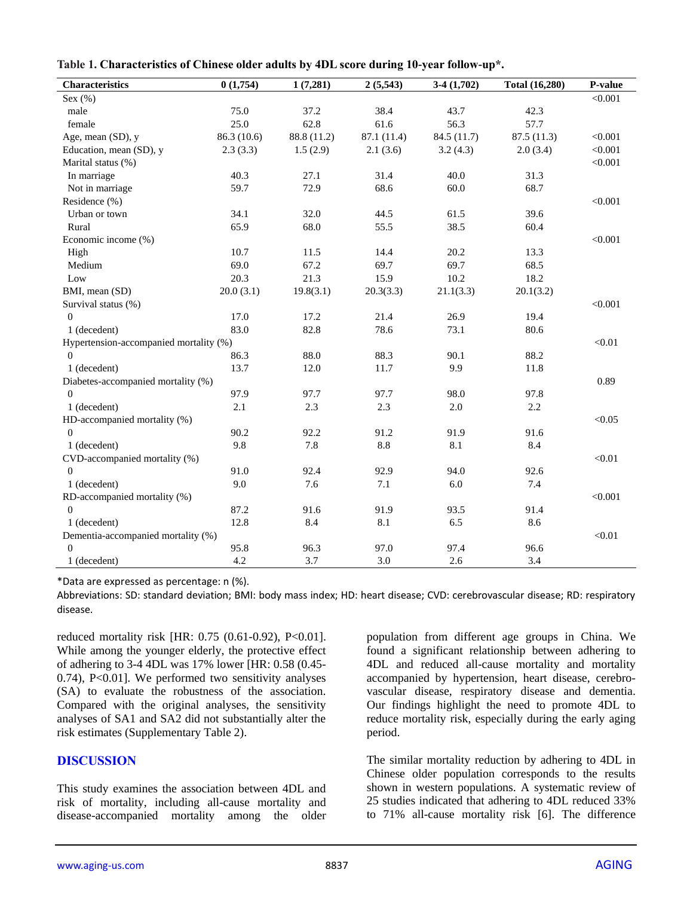**Table 1. Characteristics of Chinese older adults by 4DL score during 10-year follow-up*.**

| Characteristics | 0 (1,754) | 1 (7,281) | 2 (5,543) | 3-4 (1,702) | Total (16,280) | P-value |
|---|---|---|---|---|---|---|
| Sex (%) | | | | | | <0.001 |
| male | 75.0 | 37.2 | 38.4 | 43.7 | 42.3 | |
| female | 25.0 | 62.8 | 61.6 | 56.3 | 57.7 | |
| Age, mean (SD), y | 86.3 (10.6) | 88.8 (11.2) | 87.1 (11.4) | 84.5 (11.7) | 87.5 (11.3) | <0.001 |
| Education, mean (SD), y | 2.3 (3.3) | 1.5 (2.9) | 2.1 (3.6) | 3.2 (4.3) | 2.0 (3.4) | <0.001 |
| Marital status (%) | | | | | | <0.001 |
| In marriage | 40.3 | 27.1 | 31.4 | 40.0 | 31.3 | |
| Not in marriage | 59.7 | 72.9 | 68.6 | 60.0 | 68.7 | |
| Residence (%) | | | | | | <0.001 |
| Urban or town | 34.1 | 32.0 | 44.5 | 61.5 | 39.6 | |
| Rural | 65.9 | 68.0 | 55.5 | 38.5 | 60.4 | |
| Economic income (%) | | | | | | <0.001 |
| High | 10.7 | 11.5 | 14.4 | 20.2 | 13.3 | |
| Medium | 69.0 | 67.2 | 69.7 | 69.7 | 68.5 | |
| Low | 20.3 | 21.3 | 15.9 | 10.2 | 18.2 | |
| BMI, mean (SD) | 20.0 (3.1) | 19.8(3.1) | 20.3(3.3) | 21.1(3.3) | 20.1(3.2) | |
| Survival status (%) | | | | | | <0.001 |
| 0 | 17.0 | 17.2 | 21.4 | 26.9 | 19.4 | |
| 1 (decedent) | 83.0 | 82.8 | 78.6 | 73.1 | 80.6 | |
| Hypertension-accompanied mortality (%) | | | | | | <0.01 |
| 0 | 86.3 | 88.0 | 88.3 | 90.1 | 88.2 | |
| 1 (decedent) | 13.7 | 12.0 | 11.7 | 9.9 | 11.8 | |
| Diabetes-accompanied mortality (%) | | | | | | 0.89 |
| 0 | 97.9 | 97.7 | 97.7 | 98.0 | 97.8 | |
| 1 (decedent) | 2.1 | 2.3 | 2.3 | 2.0 | 2.2 | |
| HD-accompanied mortality (%) | | | | | | <0.05 |
| 0 | 90.2 | 92.2 | 91.2 | 91.9 | 91.6 | |
| 1 (decedent) | 9.8 | 7.8 | 8.8 | 8.1 | 8.4 | |
| CVD-accompanied mortality (%) | | | | | | <0.01 |
| 0 | 91.0 | 92.4 | 92.9 | 94.0 | 92.6 | |
| 1 (decedent) | 9.0 | 7.6 | 7.1 | 6.0 | 7.4 | |
| RD-accompanied mortality (%) | | | | | | <0.001 |
| 0 | 87.2 | 91.6 | 91.9 | 93.5 | 91.4 | |
| 1 (decedent) | 12.8 | 8.4 | 8.1 | 6.5 | 8.6 | |
| Dementia-accompanied mortality (%) | | | | | | <0.01 |
| 0 | 95.8 | 96.3 | 97.0 | 97.4 | 96.6 | |
| 1 (decedent) | 4.2 | 3.7 | 3.0 | 2.6 | 3.4 | |

*Data are expressed as percentage: n (%).

Abbreviations: SD: standard deviation; BMI: body mass index; HD: heart disease; CVD: cerebrovascular disease; RD: respiratory disease.

reduced mortality risk [HR: 0.75 (0.61-0.92), P<0.01]. While among the younger elderly, the protective effect of adhering to 3-4 4DL was 17% lower [HR: 0.58 (0.45-0.74), P<0.01]. We performed two sensitivity analyses (SA) to evaluate the robustness of the association. Compared with the original analyses, the sensitivity analyses of SA1 and SA2 did not substantially alter the risk estimates (Supplementary Table 2).

## DISCUSSION

This study examines the association between 4DL and risk of mortality, including all-cause mortality and disease-accompanied mortality among the older population from different age groups in China. We found a significant relationship between adhering to 4DL and reduced all-cause mortality and mortality accompanied by hypertension, heart disease, cerebrovascular disease, respiratory disease and dementia. Our findings highlight the need to promote 4DL to reduce mortality risk, especially during the early aging period.

The similar mortality reduction by adhering to 4DL in Chinese older population corresponds to the results shown in western populations. A systematic review of 25 studies indicated that adhering to 4DL reduced 33% to 71% all-cause mortality risk [6]. The difference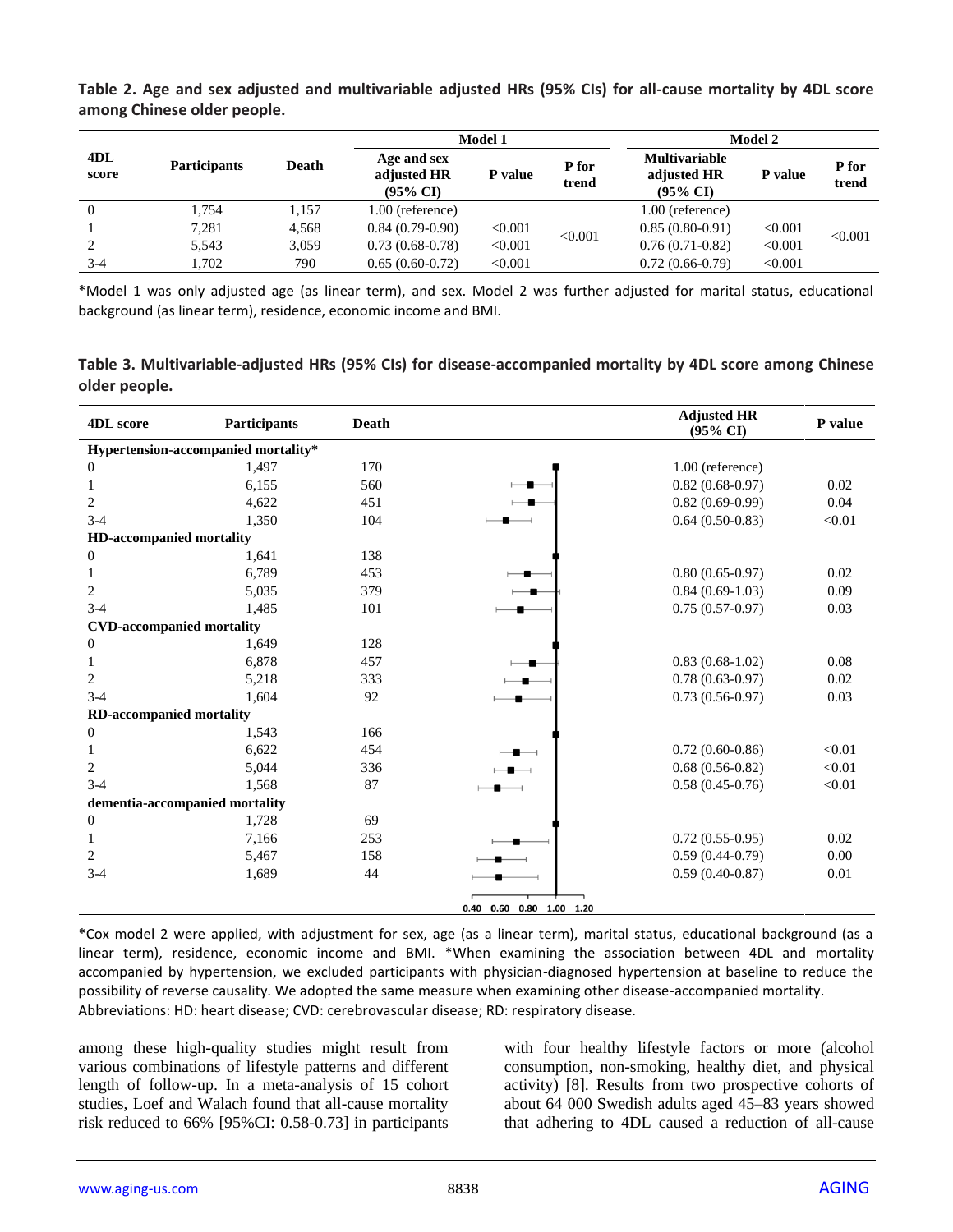**Table 2. Age and sex adjusted and multivariable adjusted HRs (95% CIs) for all-cause mortality by 4DL score among Chinese older people.**

| 4DL score | Participants | Death | Model 1 | | | Model 2 | | |
|---|---|---|---|---|---|---|---|---|
| | | | Age and sex adjusted HR (95% CI) | P value | P for trend | Multivariable adjusted HR (95% CI) | P value | P for trend |
| 0 | 1,754 | 1,157 | 1.00 (reference) | | | 1.00 (reference) | | |
| 1 | 7,281 | 4,568 | 0.84 (0.79-0.90) | <0.001 | <0.001 | 0.85 (0.80-0.91) | <0.001 | <0.001 |
| 2 | 5,543 | 3,059 | 0.73 (0.68-0.78) | <0.001 | | 0.76 (0.71-0.82) | <0.001 | |
| 3-4 | 1,702 | 790 | 0.65 (0.60-0.72) | <0.001 | | 0.72 (0.66-0.79) | <0.001 | |

*Model 1 was only adjusted age (as linear term), and sex. Model 2 was further adjusted for marital status, educational background (as linear term), residence, economic income and BMI.

**Table 3. Multivariable-adjusted HRs (95% CIs) for disease-accompanied mortality by 4DL score among Chinese older people.**

| 4DL score | Participants | Death | Adjusted HR (95% CI) | P value |
|---|---|---|---|---|
| **Hypertension-accompanied mortality*** | | | | |
| 0 | 1,497 | 170 | 1.00 (reference) | |
| 1 | 6,155 | 560 | 0.82 (0.68-0.97) | 0.02 |
| 2 | 4,622 | 451 | 0.82 (0.69-0.99) | 0.04 |
| 3-4 | 1,350 | 104 | 0.64 (0.50-0.83) | <0.01 |
| **HD-accompanied mortality** | | | | |
| 0 | 1,641 | 138 | | |
| 1 | 6,789 | 453 | 0.80 (0.65-0.97) | 0.02 |
| 2 | 5,035 | 379 | 0.84 (0.69-1.03) | 0.09 |
| 3-4 | 1,485 | 101 | 0.75 (0.57-0.97) | 0.03 |
| **CVD-accompanied mortality** | | | | |
| 0 | 1,649 | 128 | | |
| 1 | 6,878 | 457 | 0.83 (0.68-1.02) | 0.08 |
| 2 | 5,218 | 333 | 0.78 (0.63-0.97) | 0.02 |
| 3-4 | 1,604 | 92 | 0.73 (0.56-0.97) | 0.03 |
| **RD-accompanied mortality** | | | | |
| 0 | 1,543 | 166 | | |
| 1 | 6,622 | 454 | 0.72 (0.60-0.86) | <0.01 |
| 2 | 5,044 | 336 | 0.68 (0.56-0.82) | <0.01 |
| 3-4 | 1,568 | 87 | 0.58 (0.45-0.76) | <0.01 |
| **dementia-accompanied mortality** | | | | |
| 0 | 1,728 | 69 | | |
| 1 | 7,166 | 253 | 0.72 (0.55-0.95) | 0.02 |
| 2 | 5,467 | 158 | 0.59 (0.44-0.79) | 0.00 |
| 3-4 | 1,689 | 44 | 0.59 (0.40-0.87) | 0.01 |

*Cox model 2 were applied, with adjustment for sex, age (as a linear term), marital status, educational background (as a linear term), residence, economic income and BMI. *When examining the association between 4DL and mortality accompanied by hypertension, we excluded participants with physician-diagnosed hypertension at baseline to reduce the possibility of reverse causality. We adopted the same measure when examining other disease-accompanied mortality.
Abbreviations: HD: heart disease; CVD: cerebrovascular disease; RD: respiratory disease.

among these high-quality studies might result from various combinations of lifestyle patterns and different length of follow-up. In a meta-analysis of 15 cohort studies, Loef and Walach found that all-cause mortality risk reduced to 66% [95%CI: 0.58-0.73] in participants with four healthy lifestyle factors or more (alcohol consumption, non-smoking, healthy diet, and physical activity) [8]. Results from two prospective cohorts of about 64 000 Swedish adults aged 45–83 years showed that adhering to 4DL caused a reduction of all-cause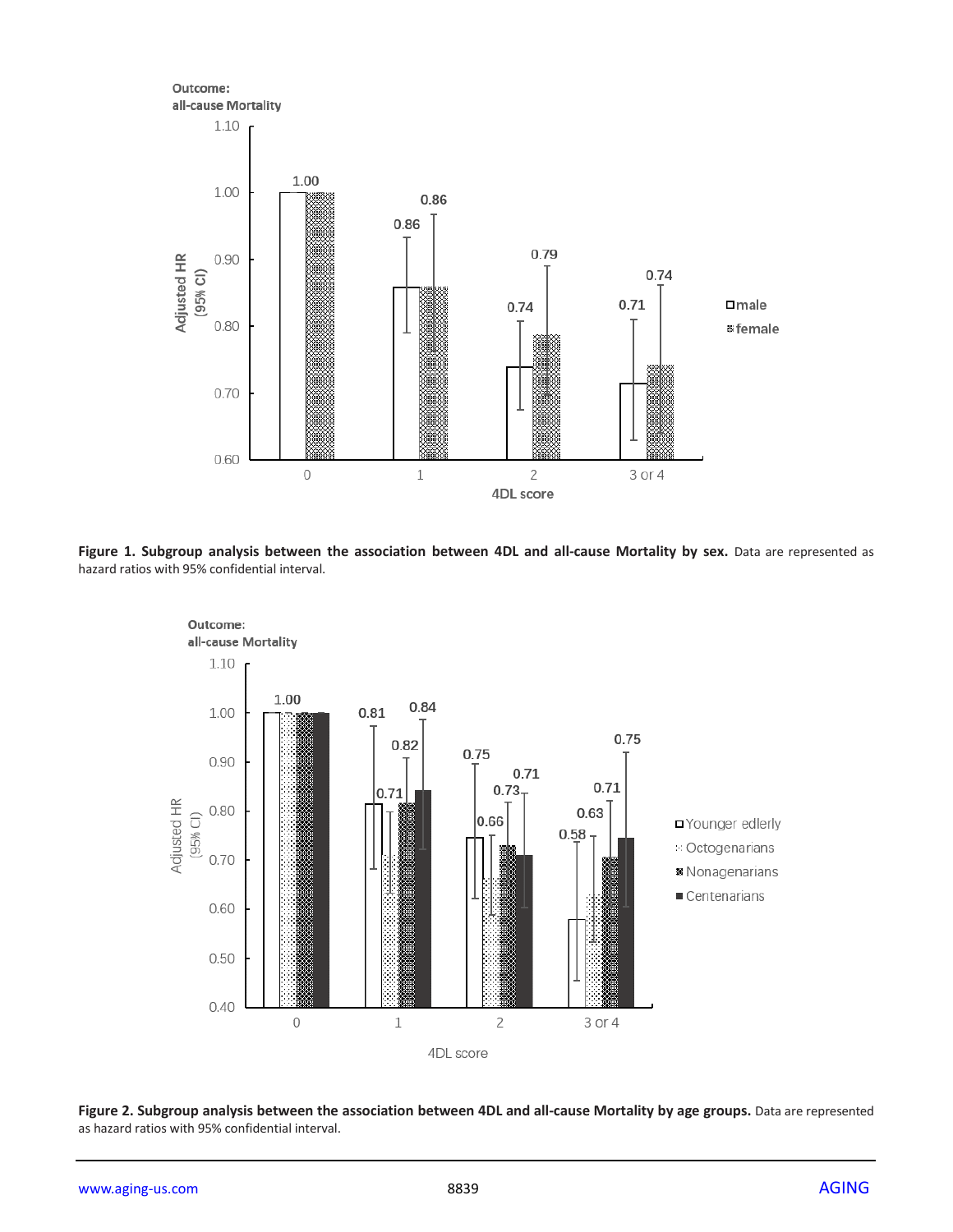**Figure 1. Subgroup analysis between the association between 4DL and all-cause Mortality by sex.** Data are represented as hazard ratios with 95% confidential interval.

**Figure 2. Subgroup analysis between the association between 4DL and all-cause Mortality by age groups.** Data are represented as hazard ratios with 95% confidential interval.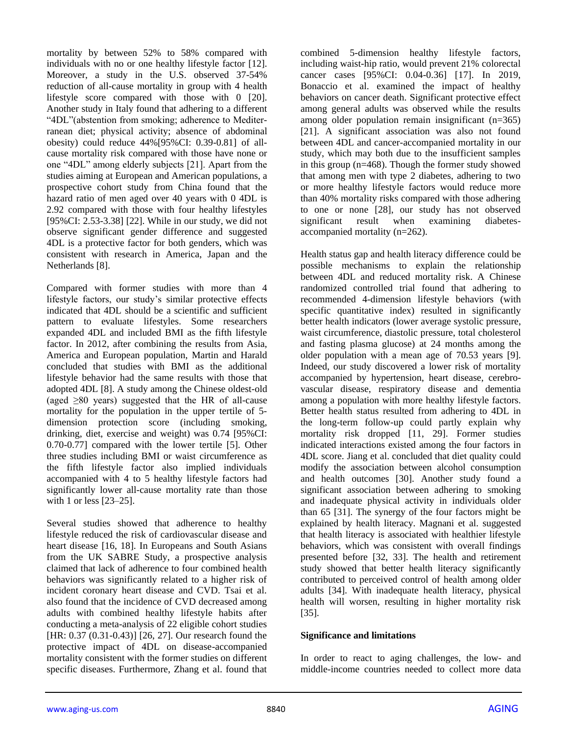mortality by between 52% to 58% compared with individuals with no or one healthy lifestyle factor [12]. Moreover, a study in the U.S. observed 37-54% reduction of all-cause mortality in group with 4 health lifestyle score compared with those with 0 [20]. Another study in Italy found that adhering to a different "4DL"(abstention from smoking; adherence to Mediterranean diet; physical activity; absence of abdominal obesity) could reduce 44%[95%CI: 0.39-0.81] of all-cause mortality risk compared with those have none or one "4DL" among elderly subjects [21]. Apart from the studies aiming at European and American populations, a prospective cohort study from China found that the hazard ratio of men aged over 40 years with 0 4DL is 2.92 compared with those with four healthy lifestyles [95%CI: 2.53-3.38] [22]. While in our study, we did not observe significant gender difference and suggested 4DL is a protective factor for both genders, which was consistent with research in America, Japan and the Netherlands [8].

Compared with former studies with more than 4 lifestyle factors, our study's similar protective effects indicated that 4DL should be a scientific and sufficient pattern to evaluate lifestyles. Some researchers expanded 4DL and included BMI as the fifth lifestyle factor. In 2012, after combining the results from Asia, America and European population, Martin and Harald concluded that studies with BMI as the additional lifestyle behavior had the same results with those that adopted 4DL [8]. A study among the Chinese oldest-old (aged ≥80 years) suggested that the HR of all-cause mortality for the population in the upper tertile of 5-dimension protection score (including smoking, drinking, diet, exercise and weight) was 0.74 [95%CI: 0.70-0.77] compared with the lower tertile [5]. Other three studies including BMI or waist circumference as the fifth lifestyle factor also implied individuals accompanied with 4 to 5 healthy lifestyle factors had significantly lower all-cause mortality rate than those with 1 or less [23–25].

Several studies showed that adherence to healthy lifestyle reduced the risk of cardiovascular disease and heart disease [16, 18]. In Europeans and South Asians from the UK SABRE Study, a prospective analysis claimed that lack of adherence to four combined health behaviors was significantly related to a higher risk of incident coronary heart disease and CVD. Tsai et al. also found that the incidence of CVD decreased among adults with combined healthy lifestyle habits after conducting a meta-analysis of 22 eligible cohort studies [HR: 0.37 (0.31-0.43)] [26, 27]. Our research found the protective impact of 4DL on disease-accompanied mortality consistent with the former studies on different specific diseases. Furthermore, Zhang et al. found that combined 5-dimension healthy lifestyle factors, including waist-hip ratio, would prevent 21% colorectal cancer cases [95%CI: 0.04-0.36] [17]. In 2019, Bonaccio et al. examined the impact of healthy behaviors on cancer death. Significant protective effect among general adults was observed while the results among older population remain insignificant (n=365) [21]. A significant association was also not found between 4DL and cancer-accompanied mortality in our study, which may both due to the insufficient samples in this group (n=468). Though the former study showed that among men with type 2 diabetes, adhering to two or more healthy lifestyle factors would reduce more than 40% mortality risks compared with those adhering to one or none [28], our study has not observed significant result when examining diabetes-accompanied mortality (n=262).

Health status gap and health literacy difference could be possible mechanisms to explain the relationship between 4DL and reduced mortality risk. A Chinese randomized controlled trial found that adhering to recommended 4-dimension lifestyle behaviors (with specific quantitative index) resulted in significantly better health indicators (lower average systolic pressure, waist circumference, diastolic pressure, total cholesterol and fasting plasma glucose) at 24 months among the older population with a mean age of 70.53 years [9]. Indeed, our study discovered a lower risk of mortality accompanied by hypertension, heart disease, cerebrovascular disease, respiratory disease and dementia among a population with more healthy lifestyle factors. Better health status resulted from adhering to 4DL in the long-term follow-up could partly explain why mortality risk dropped [11, 29]. Former studies indicated interactions existed among the four factors in 4DL score. Jiang et al. concluded that diet quality could modify the association between alcohol consumption and health outcomes [30]. Another study found a significant association between adhering to smoking and inadequate physical activity in individuals older than 65 [31]. The synergy of the four factors might be explained by health literacy. Magnani et al. suggested that health literacy is associated with healthier lifestyle behaviors, which was consistent with overall findings presented before [32, 33]. The health and retirement study showed that better health literacy significantly contributed to perceived control of health among older adults [34]. With inadequate health literacy, physical health will worsen, resulting in higher mortality risk [35].

**Significance and limitations**

In order to react to aging challenges, the low- and middle-income countries needed to collect more data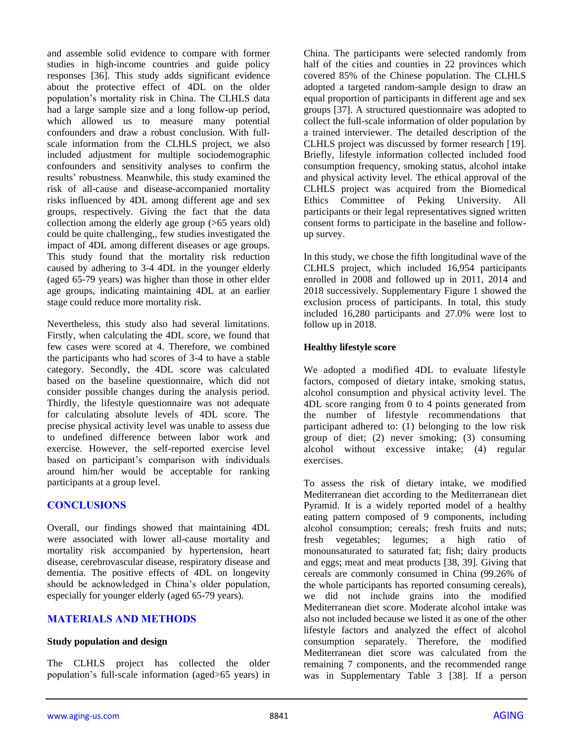and assemble solid evidence to compare with former studies in high-income countries and guide policy responses [36]. This study adds significant evidence about the protective effect of 4DL on the older population's mortality risk in China. The CLHLS data had a large sample size and a long follow-up period, which allowed us to measure many potential confounders and draw a robust conclusion. With full-scale information from the CLHLS project, we also included adjustment for multiple sociodemographic confounders and sensitivity analyses to confirm the results' robustness. Meanwhile, this study examined the risk of all-cause and disease-accompanied mortality risks influenced by 4DL among different age and sex groups, respectively. Giving the fact that the data collection among the elderly age group (>65 years old) could be quite challenging,, few studies investigated the impact of 4DL among different diseases or age groups. This study found that the mortality risk reduction caused by adhering to 3-4 4DL in the younger elderly (aged 65-79 years) was higher than those in other elder age groups, indicating maintaining 4DL at an earlier stage could reduce more mortality risk.

Nevertheless, this study also had several limitations. Firstly, when calculating the 4DL score, we found that few cases were scored at 4. Therefore, we combined the participants who had scores of 3-4 to have a stable category. Secondly, the 4DL score was calculated based on the baseline questionnaire, which did not consider possible changes during the analysis period. Thirdly, the lifestyle questionnaire was not adequate for calculating absolute levels of 4DL score. The precise physical activity level was unable to assess due to undefined difference between labor work and exercise. However, the self-reported exercise level based on participant's comparison with individuals around him/her would be acceptable for ranking participants at a group level.

## CONCLUSIONS

Overall, our findings showed that maintaining 4DL were associated with lower all-cause mortality and mortality risk accompanied by hypertension, heart disease, cerebrovascular disease, respiratory disease and dementia. The positive effects of 4DL on longevity should be acknowledged in China's older population, especially for younger elderly (aged 65-79 years).

## MATERIALS AND METHODS

### Study population and design

The CLHLS project has collected the older population's full-scale information (aged>65 years) in China. The participants were selected randomly from half of the cities and counties in 22 provinces which covered 85% of the Chinese population. The CLHLS adopted a targeted random-sample design to draw an equal proportion of participants in different age and sex groups [37]. A structured questionnaire was adopted to collect the full-scale information of older population by a trained interviewer. The detailed description of the CLHLS project was discussed by former research [19]. Briefly, lifestyle information collected included food consumption frequency, smoking status, alcohol intake and physical activity level. The ethical approval of the CLHLS project was acquired from the Biomedical Ethics Committee of Peking University. All participants or their legal representatives signed written consent forms to participate in the baseline and follow-up survey.

In this study, we chose the fifth longitudinal wave of the CLHLS project, which included 16,954 participants enrolled in 2008 and followed up in 2011, 2014 and 2018 successively. Supplementary Figure 1 showed the exclusion process of participants. In total, this study included 16,280 participants and 27.0% were lost to follow up in 2018.

### Healthy lifestyle score

We adopted a modified 4DL to evaluate lifestyle factors, composed of dietary intake, smoking status, alcohol consumption and physical activity level. The 4DL score ranging from 0 to 4 points generated from the number of lifestyle recommendations that participant adhered to: (1) belonging to the low risk group of diet; (2) never smoking; (3) consuming alcohol without excessive intake; (4) regular exercises.

To assess the risk of dietary intake, we modified Mediterranean diet according to the Mediterranean diet Pyramid. It is a widely reported model of a healthy eating pattern composed of 9 components, including alcohol consumption; cereals; fresh fruits and nuts; fresh vegetables; legumes; a high ratio of monounsaturated to saturated fat; fish; dairy products and eggs; meat and meat products [38, 39]. Giving that cereals are commonly consumed in China (99.26% of the whole participants has reported consuming cereals), we did not include grains into the modified Mediterranean diet score. Moderate alcohol intake was also not included because we listed it as one of the other lifestyle factors and analyzed the effect of alcohol consumption separately. Therefore, the modified Mediterranean diet score was calculated from the remaining 7 components, and the recommended range was in Supplementary Table 3 [38]. If a person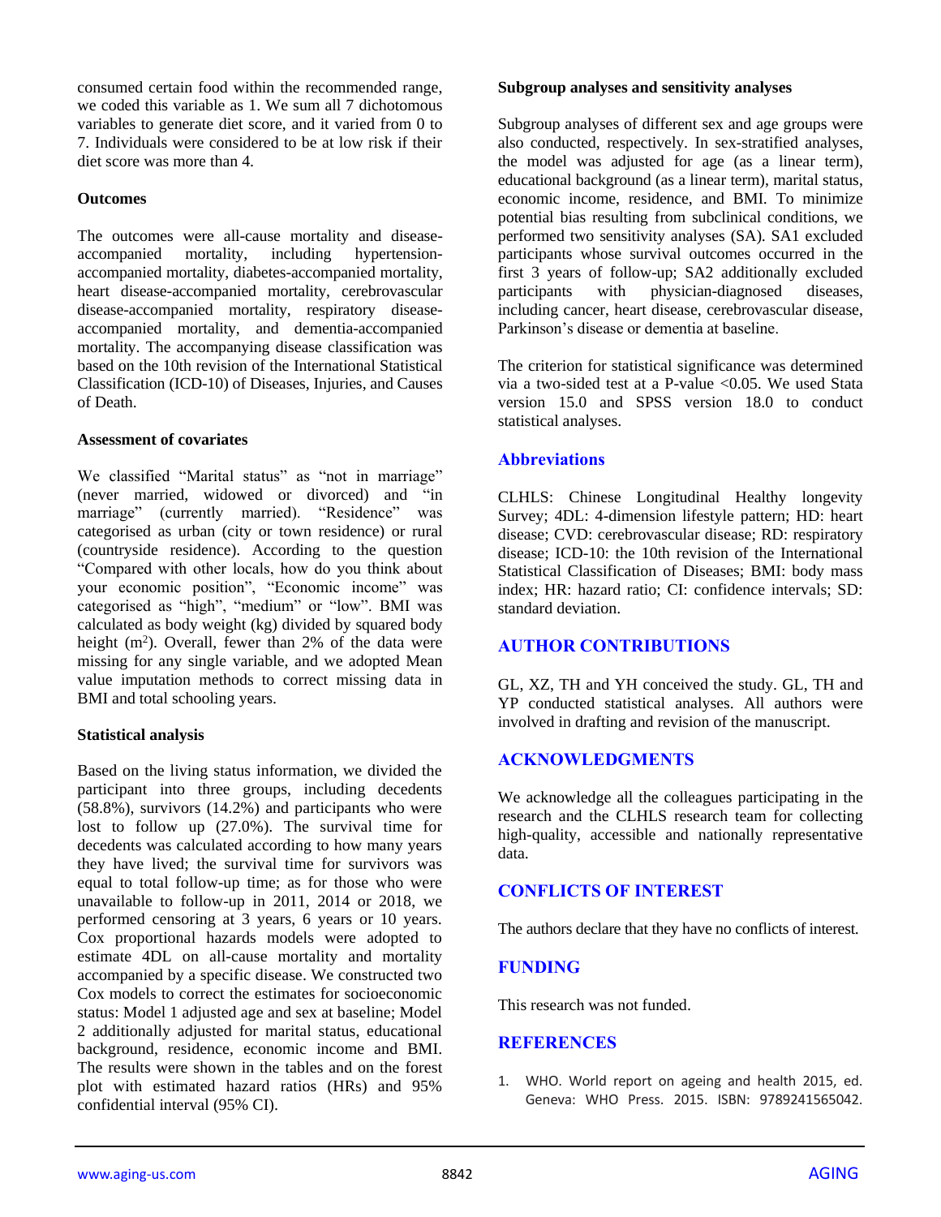consumed certain food within the recommended range, we coded this variable as 1. We sum all 7 dichotomous variables to generate diet score, and it varied from 0 to 7. Individuals were considered to be at low risk if their diet score was more than 4.

**Outcomes**

The outcomes were all-cause mortality and disease-accompanied mortality, including hypertension-accompanied mortality, diabetes-accompanied mortality, heart disease-accompanied mortality, cerebrovascular disease-accompanied mortality, respiratory disease-accompanied mortality, and dementia-accompanied mortality. The accompanying disease classification was based on the 10th revision of the International Statistical Classification (ICD-10) of Diseases, Injuries, and Causes of Death.

**Assessment of covariates**

We classified "Marital status" as "not in marriage" (never married, widowed or divorced) and "in marriage" (currently married). "Residence" was categorised as urban (city or town residence) or rural (countryside residence). According to the question "Compared with other locals, how do you think about your economic position", "Economic income" was categorised as "high", "medium" or "low". BMI was calculated as body weight (kg) divided by squared body height ($m^2$). Overall, fewer than 2% of the data were missing for any single variable, and we adopted Mean value imputation methods to correct missing data in BMI and total schooling years.

**Statistical analysis**

Based on the living status information, we divided the participant into three groups, including decedents (58.8%), survivors (14.2%) and participants who were lost to follow up (27.0%). The survival time for decedents was calculated according to how many years they have lived; the survival time for survivors was equal to total follow-up time; as for those who were unavailable to follow-up in 2011, 2014 or 2018, we performed censoring at 3 years, 6 years or 10 years. Cox proportional hazards models were adopted to estimate 4DL on all-cause mortality and mortality accompanied by a specific disease. We constructed two Cox models to correct the estimates for socioeconomic status: Model 1 adjusted age and sex at baseline; Model 2 additionally adjusted for marital status, educational background, residence, economic income and BMI. The results were shown in the tables and on the forest plot with estimated hazard ratios (HRs) and 95% confidential interval (95% CI).

**Subgroup analyses and sensitivity analyses**

Subgroup analyses of different sex and age groups were also conducted, respectively. In sex-stratified analyses, the model was adjusted for age (as a linear term), educational background (as a linear term), marital status, economic income, residence, and BMI. To minimize potential bias resulting from subclinical conditions, we performed two sensitivity analyses (SA). SA1 excluded participants whose survival outcomes occurred in the first 3 years of follow-up; SA2 additionally excluded participants with physician-diagnosed diseases, including cancer, heart disease, cerebrovascular disease, Parkinson's disease or dementia at baseline.

The criterion for statistical significance was determined via a two-sided test at a P-value <0.05. We used Stata version 15.0 and SPSS version 18.0 to conduct statistical analyses.

## Abbreviations

CLHLS: Chinese Longitudinal Healthy longevity Survey; 4DL: 4-dimension lifestyle pattern; HD: heart disease; CVD: cerebrovascular disease; RD: respiratory disease; ICD-10: the 10th revision of the International Statistical Classification of Diseases; BMI: body mass index; HR: hazard ratio; CI: confidence intervals; SD: standard deviation.

## AUTHOR CONTRIBUTIONS

GL, XZ, TH and YH conceived the study. GL, TH and YP conducted statistical analyses. All authors were involved in drafting and revision of the manuscript.

## ACKNOWLEDGMENTS

We acknowledge all the colleagues participating in the research and the CLHLS research team for collecting high-quality, accessible and nationally representative data.

## CONFLICTS OF INTEREST

The authors declare that they have no conflicts of interest.

## FUNDING

This research was not funded.

## REFERENCES

1. WHO. World report on ageing and health 2015, ed. Geneva: WHO Press. 2015. ISBN: 9789241565042.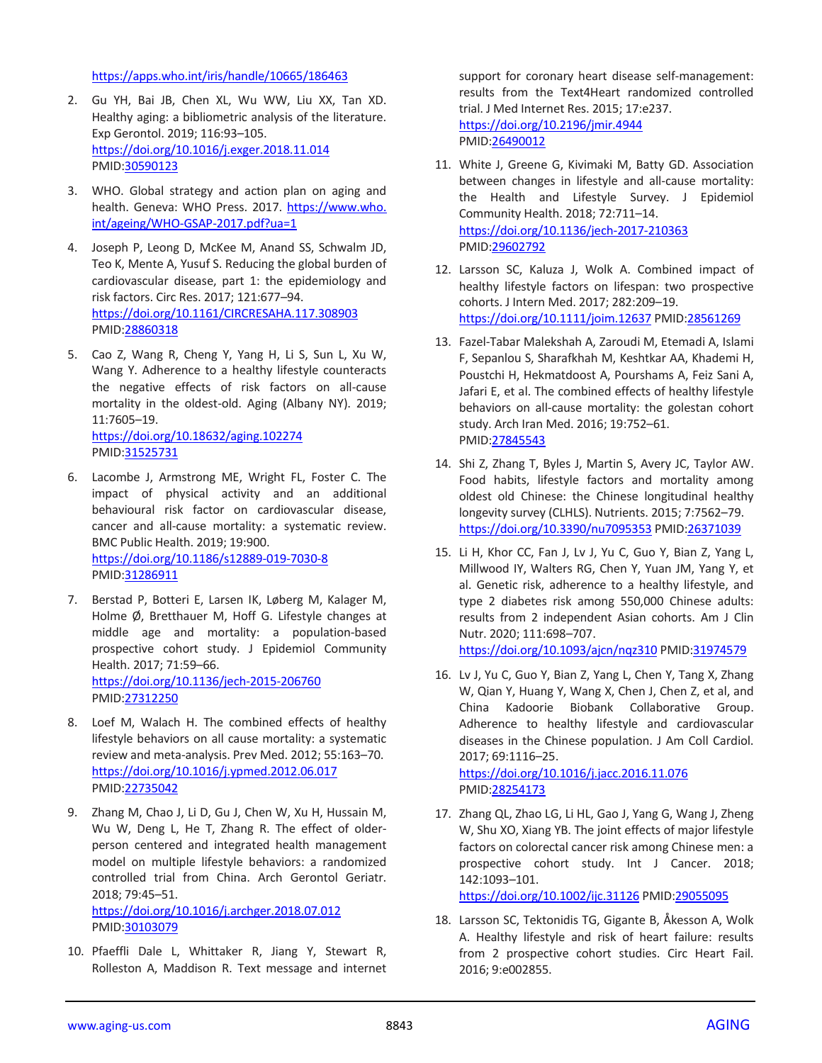https://apps.who.int/iris/handle/10665/186463

2. Gu YH, Bai JB, Chen XL, Wu WW, Liu XX, Tan XD. Healthy aging: a bibliometric analysis of the literature. Exp Gerontol. 2019; 116:93–105. https://doi.org/10.1016/j.exger.2018.11.014 PMID:30590123

3. WHO. Global strategy and action plan on aging and health. Geneva: WHO Press. 2017. https://www.who.int/ageing/WHO-GSAP-2017.pdf?ua=1

4. Joseph P, Leong D, McKee M, Anand SS, Schwalm JD, Teo K, Mente A, Yusuf S. Reducing the global burden of cardiovascular disease, part 1: the epidemiology and risk factors. Circ Res. 2017; 121:677–94. https://doi.org/10.1161/CIRCRESAHA.117.308903 PMID:28860318

5. Cao Z, Wang R, Cheng Y, Yang H, Li S, Sun L, Xu W, Wang Y. Adherence to a healthy lifestyle counteracts the negative effects of risk factors on all-cause mortality in the oldest-old. Aging (Albany NY). 2019; 11:7605–19. https://doi.org/10.18632/aging.102274 PMID:31525731

6. Lacombe J, Armstrong ME, Wright FL, Foster C. The impact of physical activity and an additional behavioural risk factor on cardiovascular disease, cancer and all-cause mortality: a systematic review. BMC Public Health. 2019; 19:900. https://doi.org/10.1186/s12889-019-7030-8 PMID:31286911

7. Berstad P, Botteri E, Larsen IK, Løberg M, Kalager M, Holme Ø, Bretthauer M, Hoff G. Lifestyle changes at middle age and mortality: a population-based prospective cohort study. J Epidemiol Community Health. 2017; 71:59–66. https://doi.org/10.1136/jech-2015-206760 PMID:27312250

8. Loef M, Walach H. The combined effects of healthy lifestyle behaviors on all cause mortality: a systematic review and meta-analysis. Prev Med. 2012; 55:163–70. https://doi.org/10.1016/j.ypmed.2012.06.017 PMID:22735042

9. Zhang M, Chao J, Li D, Gu J, Chen W, Xu H, Hussain M, Wu W, Deng L, He T, Zhang R. The effect of older-person centered and integrated health management model on multiple lifestyle behaviors: a randomized controlled trial from China. Arch Gerontol Geriatr. 2018; 79:45–51. https://doi.org/10.1016/j.archger.2018.07.012 PMID:30103079

10. Pfaeffli Dale L, Whittaker R, Jiang Y, Stewart R, Rolleston A, Maddison R. Text message and internet support for coronary heart disease self-management: results from the Text4Heart randomized controlled trial. J Med Internet Res. 2015; 17:e237. https://doi.org/10.2196/jmir.4944 PMID:26490012

11. White J, Greene G, Kivimaki M, Batty GD. Association between changes in lifestyle and all-cause mortality: the Health and Lifestyle Survey. J Epidemiol Community Health. 2018; 72:711–14. https://doi.org/10.1136/jech-2017-210363 PMID:29602792

12. Larsson SC, Kaluza J, Wolk A. Combined impact of healthy lifestyle factors on lifespan: two prospective cohorts. J Intern Med. 2017; 282:209–19. https://doi.org/10.1111/joim.12637 PMID:28561269

13. Fazel-Tabar Malekshah A, Zaroudi M, Etemadi A, Islami F, Sepanlou S, Sharafkhah M, Keshtkar AA, Khademi H, Poustchi H, Hekmatdoost A, Pourshams A, Feiz Sani A, Jafari E, et al. The combined effects of healthy lifestyle behaviors on all-cause mortality: the golestan cohort study. Arch Iran Med. 2016; 19:752–61. PMID:27845543

14. Shi Z, Zhang T, Byles J, Martin S, Avery JC, Taylor AW. Food habits, lifestyle factors and mortality among oldest old Chinese: the Chinese longitudinal healthy longevity survey (CLHLS). Nutrients. 2015; 7:7562–79. https://doi.org/10.3390/nu7095353 PMID:26371039

15. Li H, Khor CC, Fan J, Lv J, Yu C, Guo Y, Bian Z, Yang L, Millwood IY, Walters RG, Chen Y, Yuan JM, Yang Y, et al. Genetic risk, adherence to a healthy lifestyle, and type 2 diabetes risk among 550,000 Chinese adults: results from 2 independent Asian cohorts. Am J Clin Nutr. 2020; 111:698–707. https://doi.org/10.1093/ajcn/nqz310 PMID:31974579

16. Lv J, Yu C, Guo Y, Bian Z, Yang L, Chen Y, Tang X, Zhang W, Qian Y, Huang Y, Wang X, Chen J, Chen Z, et al, and China Kadoorie Biobank Collaborative Group. Adherence to healthy lifestyle and cardiovascular diseases in the Chinese population. J Am Coll Cardiol. 2017; 69:1116–25. https://doi.org/10.1016/j.jacc.2016.11.076 PMID:28254173

17. Zhang QL, Zhao LG, Li HL, Gao J, Yang G, Wang J, Zheng W, Shu XO, Xiang YB. The joint effects of major lifestyle factors on colorectal cancer risk among Chinese men: a prospective cohort study. Int J Cancer. 2018; 142:1093–101. https://doi.org/10.1002/ijc.31126 PMID:29055095

18. Larsson SC, Tektonidis TG, Gigante B, Åkesson A, Wolk A. Healthy lifestyle and risk of heart failure: results from 2 prospective cohort studies. Circ Heart Fail. 2016; 9:e002855.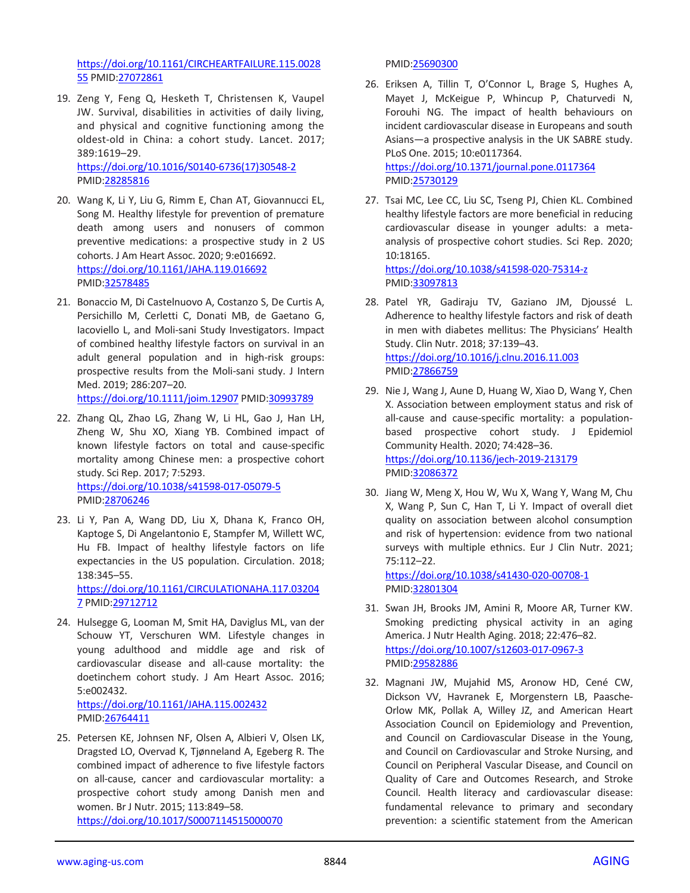https://doi.org/10.1161/CIRCHEARTFAILURE.115.002855 PMID:27072861

19. Zeng Y, Feng Q, Hesketh T, Christensen K, Vaupel JW. Survival, disabilities in activities of daily living, and physical and cognitive functioning among the oldest-old in China: a cohort study. Lancet. 2017; 389:1619–29. https://doi.org/10.1016/S0140-6736(17)30548-2 PMID:28285816

20. Wang K, Li Y, Liu G, Rimm E, Chan AT, Giovannucci EL, Song M. Healthy lifestyle for prevention of premature death among users and nonusers of common preventive medications: a prospective study in 2 US cohorts. J Am Heart Assoc. 2020; 9:e016692. https://doi.org/10.1161/JAHA.119.016692 PMID:32578485

21. Bonaccio M, Di Castelnuovo A, Costanzo S, De Curtis A, Persichillo M, Cerletti C, Donati MB, de Gaetano G, Iacoviello L, and Moli-sani Study Investigators. Impact of combined healthy lifestyle factors on survival in an adult general population and in high-risk groups: prospective results from the Moli-sani study. J Intern Med. 2019; 286:207–20. https://doi.org/10.1111/joim.12907 PMID:30993789

22. Zhang QL, Zhao LG, Zhang W, Li HL, Gao J, Han LH, Zheng W, Shu XO, Xiang YB. Combined impact of known lifestyle factors on total and cause-specific mortality among Chinese men: a prospective cohort study. Sci Rep. 2017; 7:5293. https://doi.org/10.1038/s41598-017-05079-5 PMID:28706246

23. Li Y, Pan A, Wang DD, Liu X, Dhana K, Franco OH, Kaptoge S, Di Angelantonio E, Stampfer M, Willett WC, Hu FB. Impact of healthy lifestyle factors on life expectancies in the US population. Circulation. 2018; 138:345–55. https://doi.org/10.1161/CIRCULATIONAHA.117.032047 PMID:29712712

24. Hulsegge G, Looman M, Smit HA, Daviglus ML, van der Schouw YT, Verschuren WM. Lifestyle changes in young adulthood and middle age and risk of cardiovascular disease and all-cause mortality: the doetinchem cohort study. J Am Heart Assoc. 2016; 5:e002432. https://doi.org/10.1161/JAHA.115.002432 PMID:26764411

25. Petersen KE, Johnsen NF, Olsen A, Albieri V, Olsen LK, Dragsted LO, Overvad K, Tjønneland A, Egeberg R. The combined impact of adherence to five lifestyle factors on all-cause, cancer and cardiovascular mortality: a prospective cohort study among Danish men and women. Br J Nutr. 2015; 113:849–58. https://doi.org/10.1017/S0007114515000070 PMID:25690300

26. Eriksen A, Tillin T, O'Connor L, Brage S, Hughes A, Mayet J, McKeigue P, Whincup P, Chaturvedi N, Forouhi NG. The impact of health behaviours on incident cardiovascular disease in Europeans and south Asians—a prospective analysis in the UK SABRE study. PLoS One. 2015; 10:e0117364. https://doi.org/10.1371/journal.pone.0117364 PMID:25730129

27. Tsai MC, Lee CC, Liu SC, Tseng PJ, Chien KL. Combined healthy lifestyle factors are more beneficial in reducing cardiovascular disease in younger adults: a meta-analysis of prospective cohort studies. Sci Rep. 2020; 10:18165. https://doi.org/10.1038/s41598-020-75314-z PMID:33097813

28. Patel YR, Gadiraju TV, Gaziano JM, Djoussé L. Adherence to healthy lifestyle factors and risk of death in men with diabetes mellitus: The Physicians' Health Study. Clin Nutr. 2018; 37:139–43. https://doi.org/10.1016/j.clnu.2016.11.003 PMID:27866759

29. Nie J, Wang J, Aune D, Huang W, Xiao D, Wang Y, Chen X. Association between employment status and risk of all-cause and cause-specific mortality: a population-based prospective cohort study. J Epidemiol Community Health. 2020; 74:428–36. https://doi.org/10.1136/jech-2019-213179 PMID:32086372

30. Jiang W, Meng X, Hou W, Wu X, Wang Y, Wang M, Chu X, Wang P, Sun C, Han T, Li Y. Impact of overall diet quality on association between alcohol consumption and risk of hypertension: evidence from two national surveys with multiple ethnics. Eur J Clin Nutr. 2021; 75:112–22. https://doi.org/10.1038/s41430-020-00708-1 PMID:32801304

31. Swan JH, Brooks JM, Amini R, Moore AR, Turner KW. Smoking predicting physical activity in an aging America. J Nutr Health Aging. 2018; 22:476–82. https://doi.org/10.1007/s12603-017-0967-3 PMID:29582886

32. Magnani JW, Mujahid MS, Aronow HD, Cené CW, Dickson VV, Havranek E, Morgenstern LB, Paasche-Orlow MK, Pollak A, Willey JZ, and American Heart Association Council on Epidemiology and Prevention, and Council on Cardiovascular Disease in the Young, and Council on Cardiovascular and Stroke Nursing, and Council on Peripheral Vascular Disease, and Council on Quality of Care and Outcomes Research, and Stroke Council. Health literacy and cardiovascular disease: fundamental relevance to primary and secondary prevention: a scientific statement from the American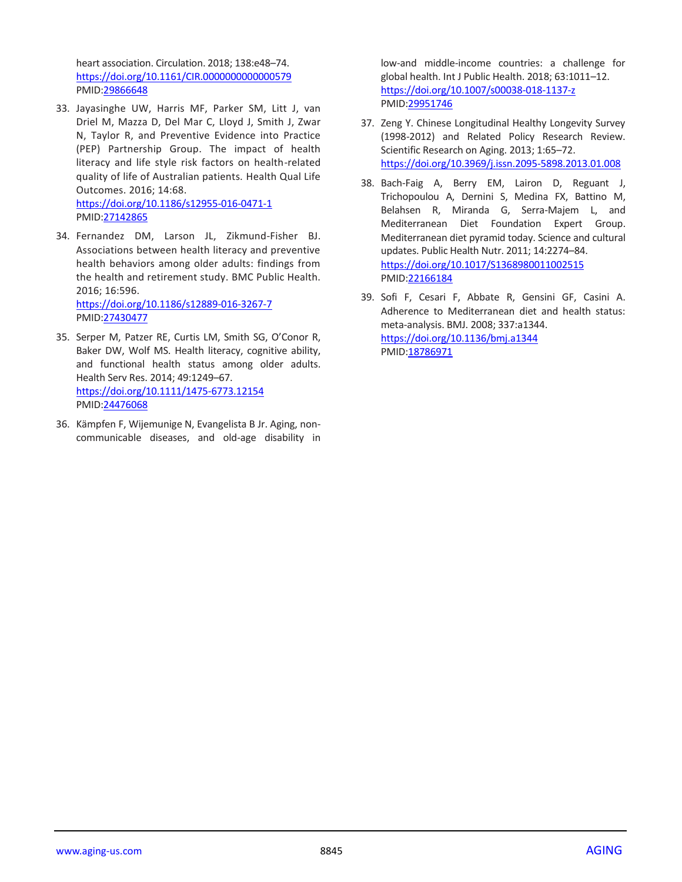heart association. Circulation. 2018; 138:e48–74. https://doi.org/10.1161/CIR.0000000000000579 PMID:29866648

33. Jayasinghe UW, Harris MF, Parker SM, Litt J, van Driel M, Mazza D, Del Mar C, Lloyd J, Smith J, Zwar N, Taylor R, and Preventive Evidence into Practice (PEP) Partnership Group. The impact of health literacy and life style risk factors on health-related quality of life of Australian patients. Health Qual Life Outcomes. 2016; 14:68. https://doi.org/10.1186/s12955-016-0471-1 PMID:27142865

34. Fernandez DM, Larson JL, Zikmund-Fisher BJ. Associations between health literacy and preventive health behaviors among older adults: findings from the health and retirement study. BMC Public Health. 2016; 16:596. https://doi.org/10.1186/s12889-016-3267-7 PMID:27430477

35. Serper M, Patzer RE, Curtis LM, Smith SG, O'Conor R, Baker DW, Wolf MS. Health literacy, cognitive ability, and functional health status among older adults. Health Serv Res. 2014; 49:1249–67. https://doi.org/10.1111/1475-6773.12154 PMID:24476068

36. Kämpfen F, Wijemunige N, Evangelista B Jr. Aging, non-communicable diseases, and old-age disability in low-and middle-income countries: a challenge for global health. Int J Public Health. 2018; 63:1011–12. https://doi.org/10.1007/s00038-018-1137-z PMID:29951746

37. Zeng Y. Chinese Longitudinal Healthy Longevity Survey (1998-2012) and Related Policy Research Review. Scientific Research on Aging. 2013; 1:65–72. https://doi.org/10.3969/j.issn.2095-5898.2013.01.008

38. Bach-Faig A, Berry EM, Lairon D, Reguant J, Trichopoulou A, Dernini S, Medina FX, Battino M, Belahsen R, Miranda G, Serra-Majem L, and Mediterranean Diet Foundation Expert Group. Mediterranean diet pyramid today. Science and cultural updates. Public Health Nutr. 2011; 14:2274–84. https://doi.org/10.1017/S1368980011002515 PMID:22166184

39. Sofi F, Cesari F, Abbate R, Gensini GF, Casini A. Adherence to Mediterranean diet and health status: meta-analysis. BMJ. 2008; 337:a1344. https://doi.org/10.1136/bmj.a1344 PMID:18786971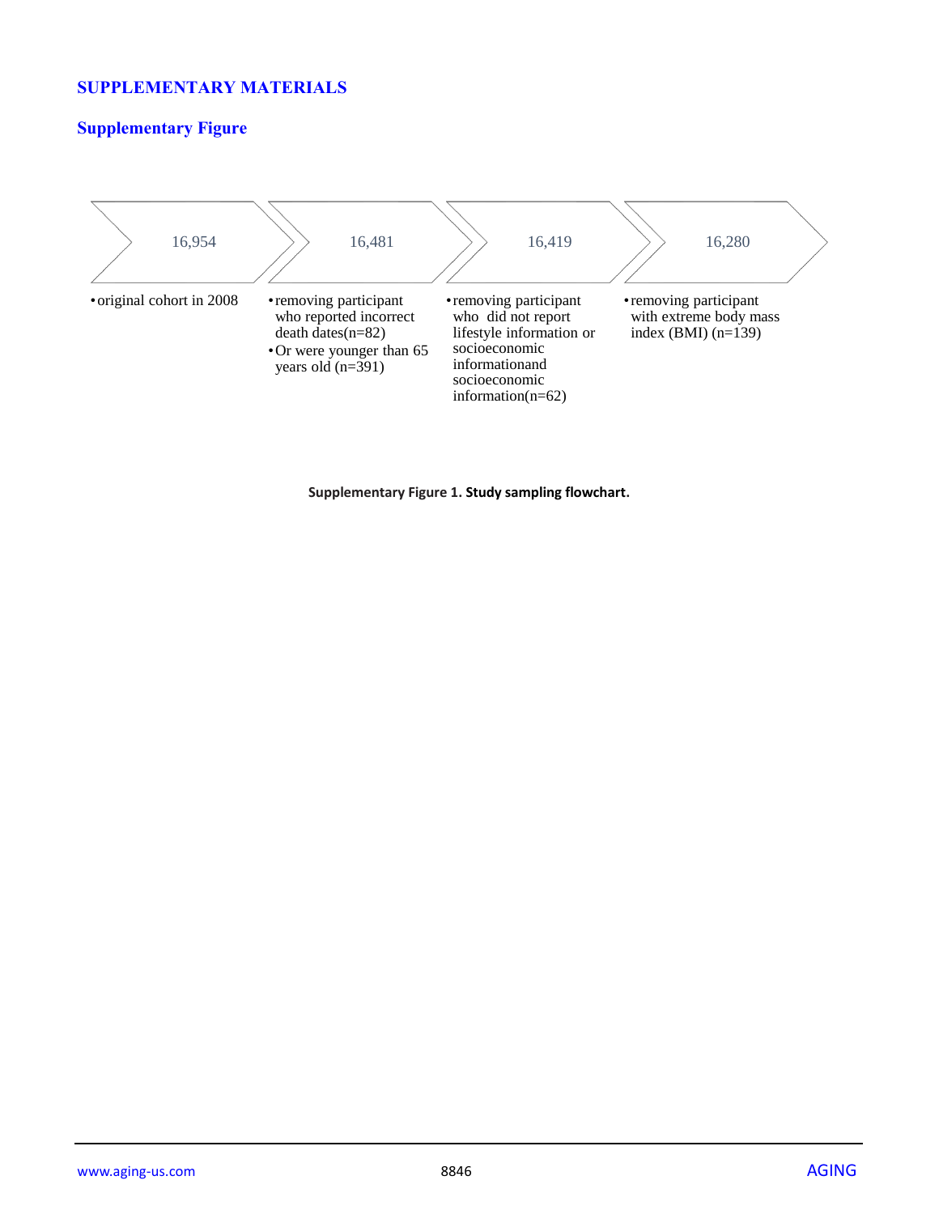## SUPPLEMENTARY MATERIALS

### Supplementary Figure

| 16,954 | 16,481 | 16,419 | 16,280 |
|---|---|---|---|
| • original cohort in 2008 | • removing participant who reported incorrect death dates(n=82)<br>• Or were younger than 65 years old (n=391) | • removing participant who did not report lifestyle information or socioeconomic informationand socioeconomic information(n=62) | • removing participant with extreme body mass index (BMI) (n=139) |

**Supplementary Figure 1. Study sampling flowchart.**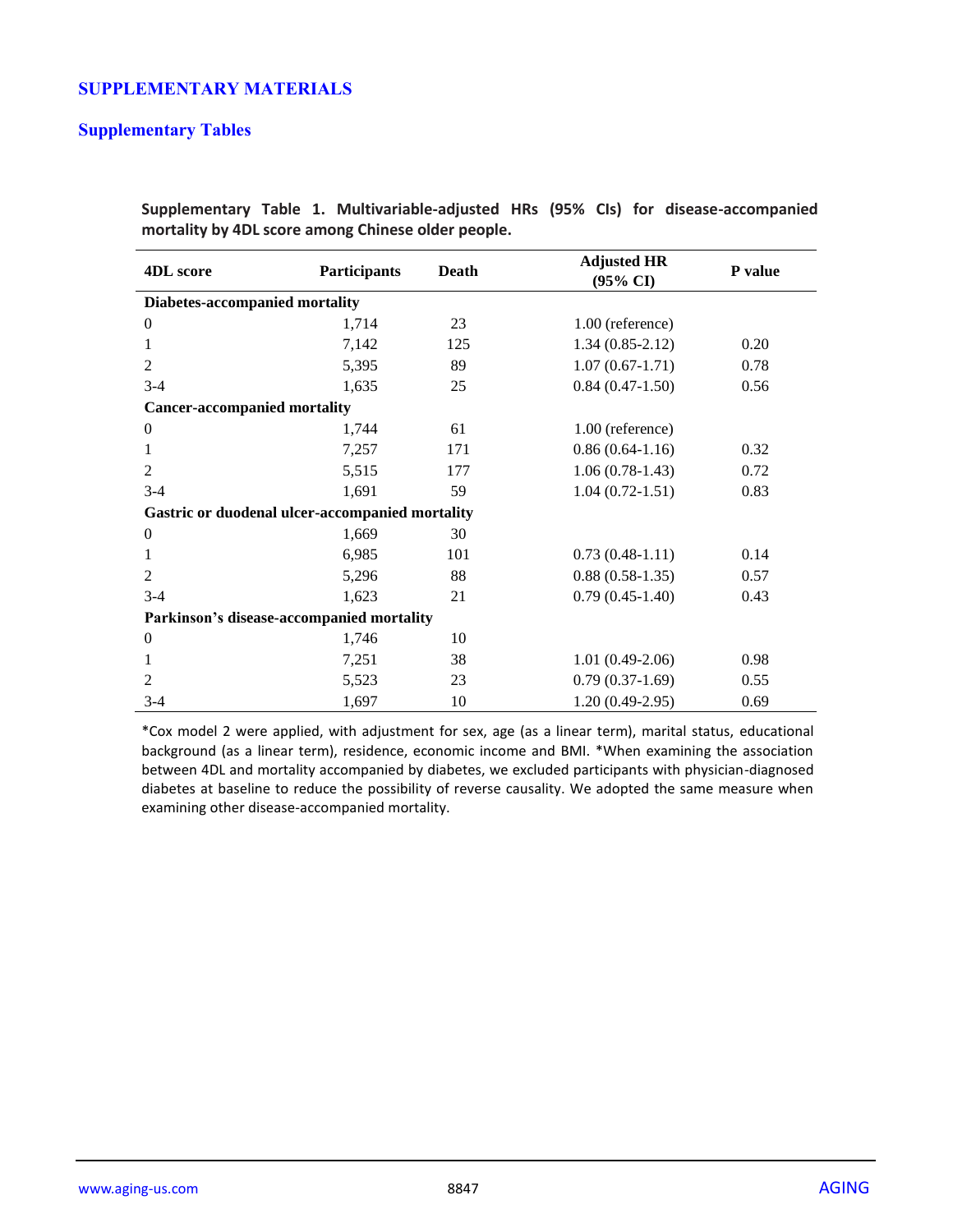# SUPPLEMENTARY MATERIALS

## Supplementary Tables

**Supplementary Table 1. Multivariable-adjusted HRs (95% CIs) for disease-accompanied mortality by 4DL score among Chinese older people.**

| 4DL score | Participants | Death | Adjusted HR (95% CI) | P value |
|---|---|---|---|---|
| **Diabetes-accompanied mortality** | | | | |
| 0 | 1,714 | 23 | 1.00 (reference) | |
| 1 | 7,142 | 125 | 1.34 (0.85-2.12) | 0.20 |
| 2 | 5,395 | 89 | 1.07 (0.67-1.71) | 0.78 |
| 3-4 | 1,635 | 25 | 0.84 (0.47-1.50) | 0.56 |
| **Cancer-accompanied mortality** | | | | |
| 0 | 1,744 | 61 | 1.00 (reference) | |
| 1 | 7,257 | 171 | 0.86 (0.64-1.16) | 0.32 |
| 2 | 5,515 | 177 | 1.06 (0.78-1.43) | 0.72 |
| 3-4 | 1,691 | 59 | 1.04 (0.72-1.51) | 0.83 |
| **Gastric or duodenal ulcer-accompanied mortality** | | | | |
| 0 | 1,669 | 30 | | |
| 1 | 6,985 | 101 | 0.73 (0.48-1.11) | 0.14 |
| 2 | 5,296 | 88 | 0.88 (0.58-1.35) | 0.57 |
| 3-4 | 1,623 | 21 | 0.79 (0.45-1.40) | 0.43 |
| **Parkinson's disease-accompanied mortality** | | | | |
| 0 | 1,746 | 10 | | |
| 1 | 7,251 | 38 | 1.01 (0.49-2.06) | 0.98 |
| 2 | 5,523 | 23 | 0.79 (0.37-1.69) | 0.55 |
| 3-4 | 1,697 | 10 | 1.20 (0.49-2.95) | 0.69 |

*Cox model 2 were applied, with adjustment for sex, age (as a linear term), marital status, educational background (as a linear term), residence, economic income and BMI. *When examining the association between 4DL and mortality accompanied by diabetes, we excluded participants with physician-diagnosed diabetes at baseline to reduce the possibility of reverse causality. We adopted the same measure when examining other disease-accompanied mortality.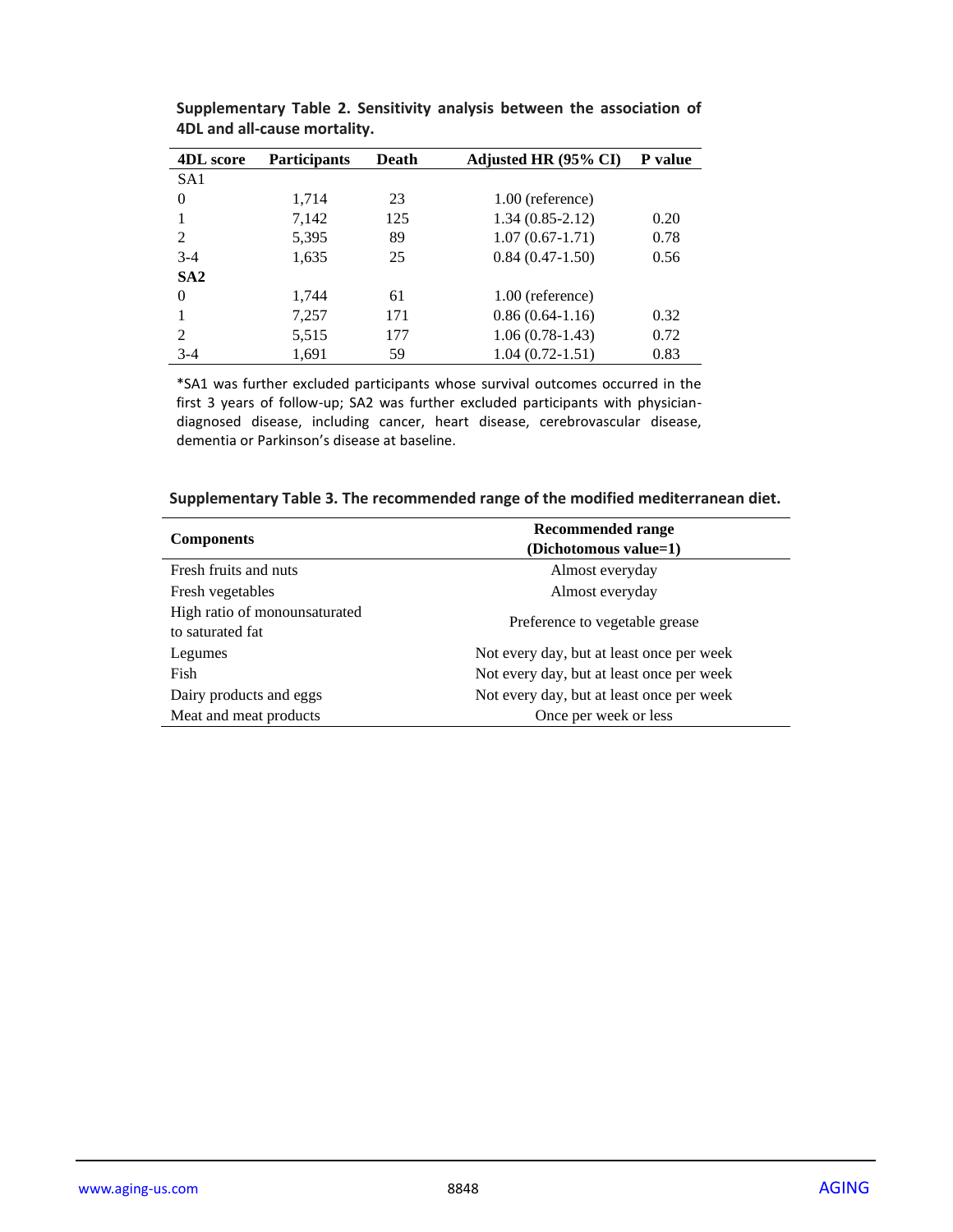**Supplementary Table 2. Sensitivity analysis between the association of 4DL and all-cause mortality.**

| 4DL score | Participants | Death | Adjusted HR (95% CI) | P value |
|---|---|---|---|---|
| SA1 | | | | |
| 0 | 1,714 | 23 | 1.00 (reference) | |
| 1 | 7,142 | 125 | 1.34 (0.85-2.12) | 0.20 |
| 2 | 5,395 | 89 | 1.07 (0.67-1.71) | 0.78 |
| 3-4 | 1,635 | 25 | 0.84 (0.47-1.50) | 0.56 |
| **SA2** | | | | |
| 0 | 1,744 | 61 | 1.00 (reference) | |
| 1 | 7,257 | 171 | 0.86 (0.64-1.16) | 0.32 |
| 2 | 5,515 | 177 | 1.06 (0.78-1.43) | 0.72 |
| 3-4 | 1,691 | 59 | 1.04 (0.72-1.51) | 0.83 |

*SA1 was further excluded participants whose survival outcomes occurred in the first 3 years of follow-up; SA2 was further excluded participants with physician-diagnosed disease, including cancer, heart disease, cerebrovascular disease, dementia or Parkinson's disease at baseline.

**Supplementary Table 3. The recommended range of the modified mediterranean diet.**

| Components | Recommended range (Dichotomous value=1) |
|---|---|
| Fresh fruits and nuts | Almost everyday |
| Fresh vegetables | Almost everyday |
| High ratio of monounsaturated to saturated fat | Preference to vegetable grease |
| Legumes | Not every day, but at least once per week |
| Fish | Not every day, but at least once per week |
| Dairy products and eggs | Not every day, but at least once per week |
| Meat and meat products | Once per week or less |